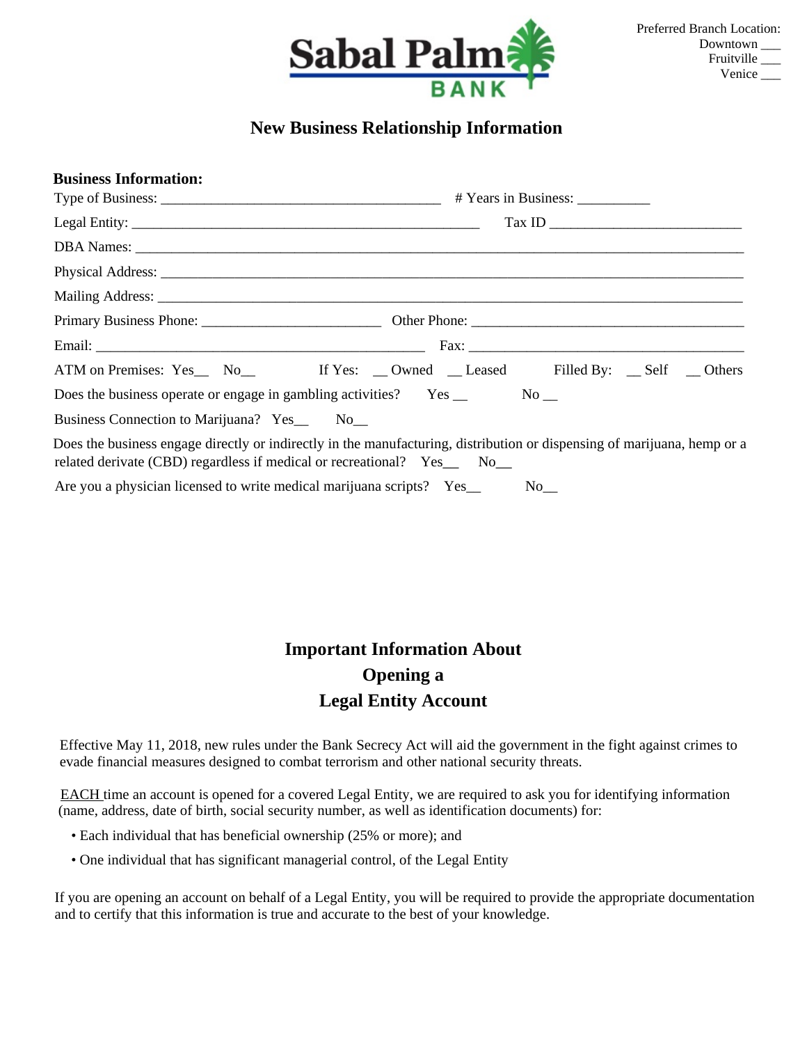Preferred Branch Location:
Downtown ___
Fruitville ___
Venice ___

Sabal Palm BANK

# New Business Relationship Information

**Business Information:**

Type of Business: _______________________________________ # Years in Business: __________

Legal Entity: _________________________________________________ Tax ID ___________________________

DBA Names: _______________________________________________________________________________________

Physical Address: ___________________________________________________________________________________

Mailing Address: ____________________________________________________________________________________

Primary Business Phone: _________________________ Other Phone: ______________________________________

Email: ______________________________________________ Fax: ________________________________________

ATM on Premises: Yes__ No__ If Yes: __ Owned __ Leased Filled By: __ Self __ Others

Does the business operate or engage in gambling activities? Yes __ No __

Business Connection to Marijuana? Yes__ No__

Does the business engage directly or indirectly in the manufacturing, distribution or dispensing of marijuana, hemp or a related derivate (CBD) regardless if medical or recreational? Yes__ No__

Are you a physician licensed to write medical marijuana scripts? Yes__ No__

## Important Information About Opening a Legal Entity Account

Effective May 11, 2018, new rules under the Bank Secrecy Act will aid the government in the fight against crimes to evade financial measures designed to combat terrorism and other national security threats.

<u>EACH</u> time an account is opened for a covered Legal Entity, we are required to ask you for identifying information (name, address, date of birth, social security number, as well as identification documents) for:

- Each individual that has beneficial ownership (25% or more); and
- One individual that has significant managerial control, of the Legal Entity

If you are opening an account on behalf of a Legal Entity, you will be required to provide the appropriate documentation and to certify that this information is true and accurate to the best of your knowledge.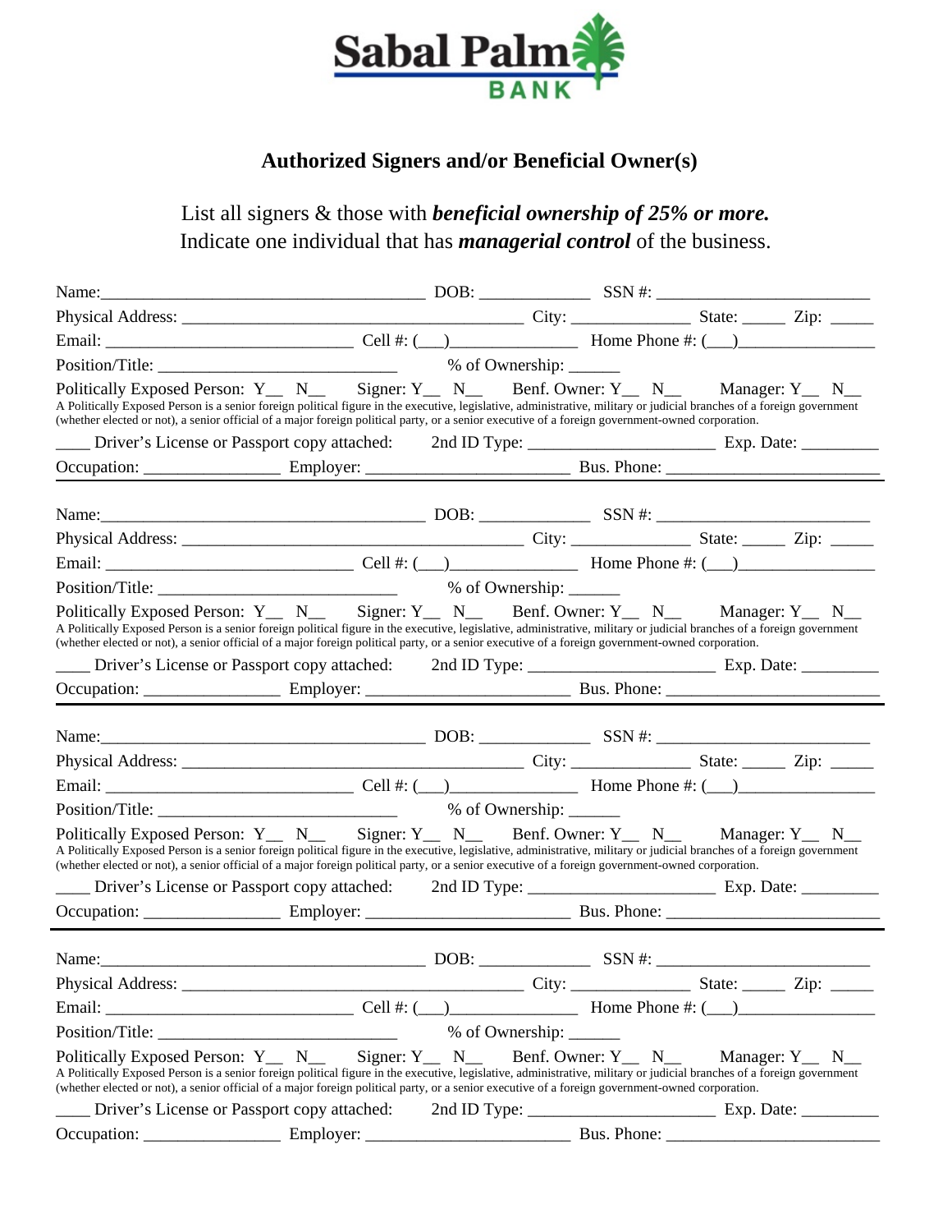Sabal Palm BANK

## Authorized Signers and/or Beneficial Owner(s)

List all signers & those with ***beneficial ownership of 25% or more.***
Indicate one individual that has ***managerial control*** of the business.

Name:______________________________________ DOB: _____________ SSN #: _________________________

Physical Address: ________________________________________ City: ______________ State: _____ Zip: _____

Email: _____________________________ Cell #: (___)_______________ Home Phone #: (___)________________

Position/Title: ____________________________ % of Ownership: ______

Politically Exposed Person: Y__ N__ Signer: Y__ N__ Benf. Owner: Y__ N__ Manager: Y__ N__

A Politically Exposed Person is a senior foreign political figure in the executive, legislative, administrative, military or judicial branches of a foreign government (whether elected or not), a senior official of a major foreign political party, or a senior executive of a foreign government-owned corporation.

____ Driver's License or Passport copy attached: 2nd ID Type: ______________________ Exp. Date: _________

Occupation: ________________ Employer: ________________________ Bus. Phone: _________________________

---

Name:______________________________________ DOB: _____________ SSN #: _________________________

Physical Address: ________________________________________ City: ______________ State: _____ Zip: _____

Email: _____________________________ Cell #: (___)_______________ Home Phone #: (___)________________

Position/Title: ____________________________ % of Ownership: ______

Politically Exposed Person: Y__ N__ Signer: Y__ N__ Benf. Owner: Y__ N__ Manager: Y__ N__

A Politically Exposed Person is a senior foreign political figure in the executive, legislative, administrative, military or judicial branches of a foreign government (whether elected or not), a senior official of a major foreign political party, or a senior executive of a foreign government-owned corporation.

____ Driver's License or Passport copy attached: 2nd ID Type: ______________________ Exp. Date: _________

Occupation: ________________ Employer: ________________________ Bus. Phone: _________________________

---

Name:______________________________________ DOB: _____________ SSN #: _________________________

Physical Address: ________________________________________ City: ______________ State: _____ Zip: _____

Email: _____________________________ Cell #: (___)_______________ Home Phone #: (___)________________

Position/Title: ____________________________ % of Ownership: ______

Politically Exposed Person: Y__ N__ Signer: Y__ N__ Benf. Owner: Y__ N__ Manager: Y__ N__

A Politically Exposed Person is a senior foreign political figure in the executive, legislative, administrative, military or judicial branches of a foreign government (whether elected or not), a senior official of a major foreign political party, or a senior executive of a foreign government-owned corporation.

____ Driver's License or Passport copy attached: 2nd ID Type: ______________________ Exp. Date: _________

Occupation: ________________ Employer: ________________________ Bus. Phone: _________________________

---

Name:______________________________________ DOB: _____________ SSN #: _________________________

Physical Address: ________________________________________ City: ______________ State: _____ Zip: _____

Email: _____________________________ Cell #: (___)_______________ Home Phone #: (___)________________

Position/Title: ____________________________ % of Ownership: ______

Politically Exposed Person: Y__ N__ Signer: Y__ N__ Benf. Owner: Y__ N__ Manager: Y__ N__

A Politically Exposed Person is a senior foreign political figure in the executive, legislative, administrative, military or judicial branches of a foreign government (whether elected or not), a senior official of a major foreign political party, or a senior executive of a foreign government-owned corporation.

____ Driver's License or Passport copy attached: 2nd ID Type: ______________________ Exp. Date: _________

Occupation: ________________ Employer: ________________________ Bus. Phone: _________________________